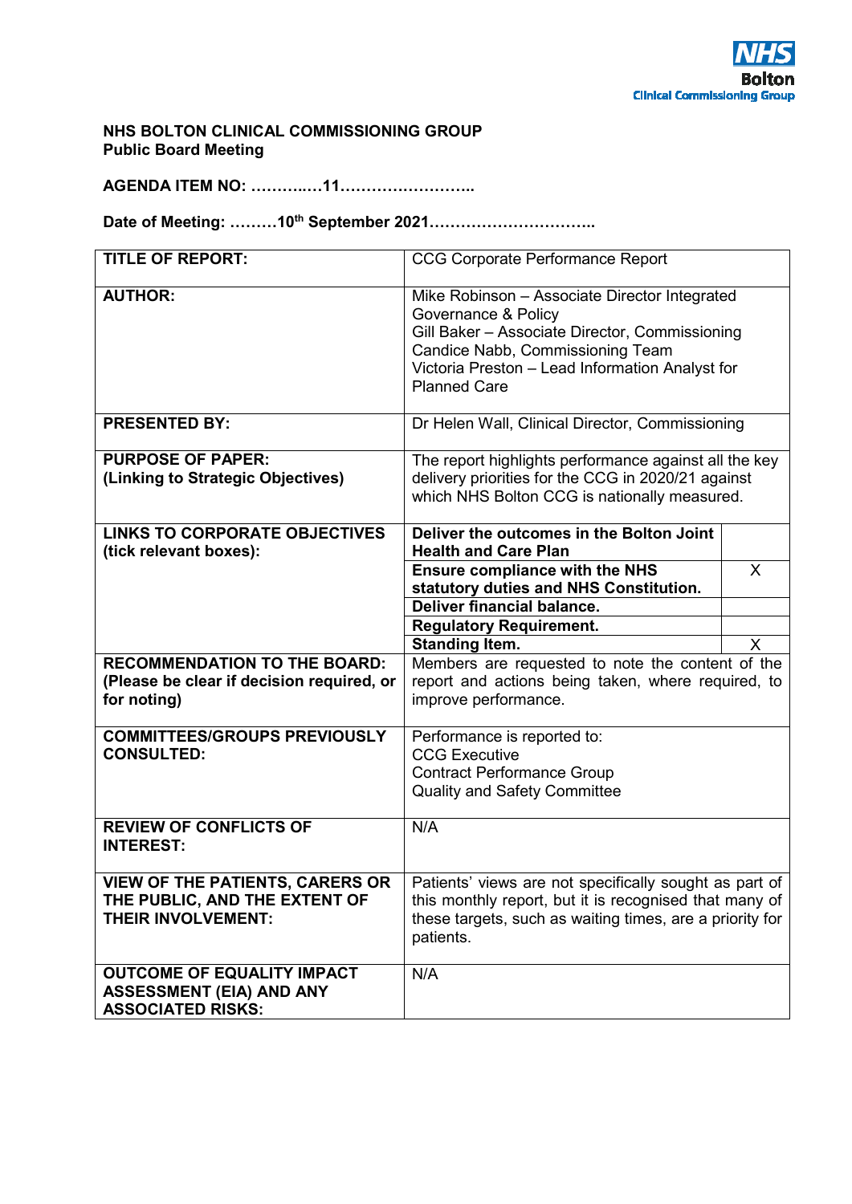NHS Bolton Clinical Commissioning Group

**NHS BOLTON CLINICAL COMMISSIONING GROUP**
**Public Board Meeting**

**AGENDA ITEM NO: ………..…11……………………..**

**Date of Meeting: ………10th September 2021…………………………..**

| **TITLE OF REPORT:** | CCG Corporate Performance Report | |
|---|---|---|
| **AUTHOR:** | Mike Robinson – Associate Director Integrated Governance & Policy<br>Gill Baker – Associate Director, Commissioning<br>Candice Nabb, Commissioning Team<br>Victoria Preston – Lead Information Analyst for Planned Care | |
| **PRESENTED BY:** | Dr Helen Wall, Clinical Director, Commissioning | |
| **PURPOSE OF PAPER: (Linking to Strategic Objectives)** | The report highlights performance against all the key delivery priorities for the CCG in 2020/21 against which NHS Bolton CCG is nationally measured. | |
| **LINKS TO CORPORATE OBJECTIVES (tick relevant boxes):** | **Deliver the outcomes in the Bolton Joint Health and Care Plan** | |
| | **Ensure compliance with the NHS statutory duties and NHS Constitution.** | X |
| | **Deliver financial balance.** | |
| | **Regulatory Requirement.** | |
| | **Standing Item.** | X |
| **RECOMMENDATION TO THE BOARD: (Please be clear if decision required, or for noting)** | Members are requested to note the content of the report and actions being taken, where required, to improve performance. | |
| **COMMITTEES/GROUPS PREVIOUSLY CONSULTED:** | Performance is reported to:<br>CCG Executive<br>Contract Performance Group<br>Quality and Safety Committee | |
| **REVIEW OF CONFLICTS OF INTEREST:** | N/A | |
| **VIEW OF THE PATIENTS, CARERS OR THE PUBLIC, AND THE EXTENT OF THEIR INVOLVEMENT:** | Patients' views are not specifically sought as part of this monthly report, but it is recognised that many of these targets, such as waiting times, are a priority for patients. | |
| **OUTCOME OF EQUALITY IMPACT ASSESSMENT (EIA) AND ANY ASSOCIATED RISKS:** | N/A | |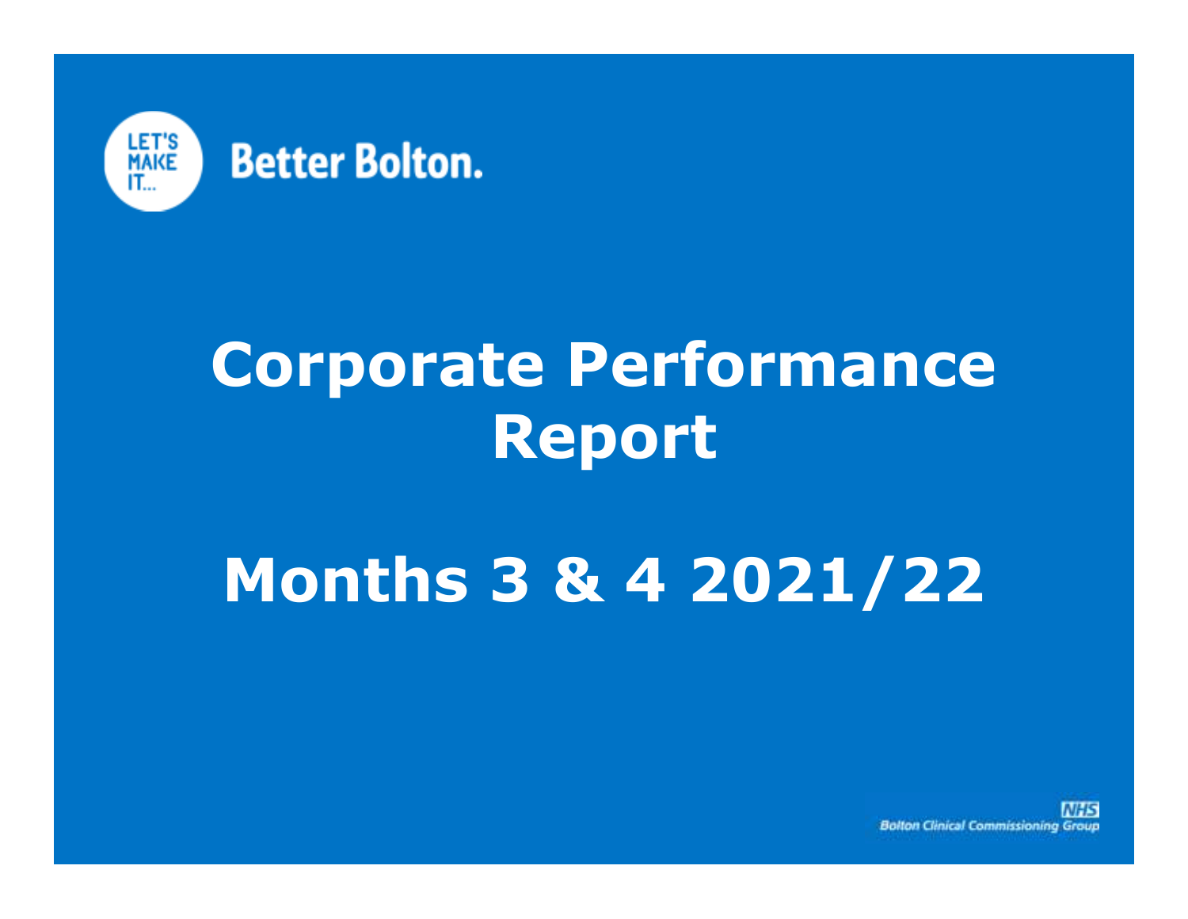LET'S MAKE IT... Better Bolton.

# Corporate Performance Report

# Months 3 & 4 2021/22

NHS Bolton Clinical Commissioning Group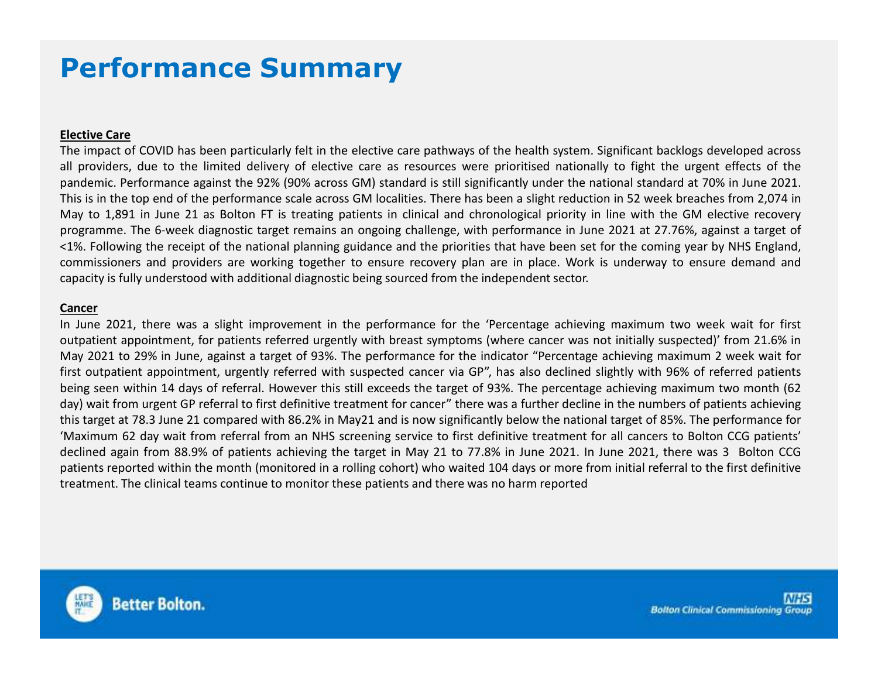# Performance Summary

**Elective Care**

The impact of COVID has been particularly felt in the elective care pathways of the health system. Significant backlogs developed across all providers, due to the limited delivery of elective care as resources were prioritised nationally to fight the urgent effects of the pandemic. Performance against the 92% (90% across GM) standard is still significantly under the national standard at 70% in June 2021. This is in the top end of the performance scale across GM localities. There has been a slight reduction in 52 week breaches from 2,074 in May to 1,891 in June 21 as Bolton FT is treating patients in clinical and chronological priority in line with the GM elective recovery programme. The 6-week diagnostic target remains an ongoing challenge, with performance in June 2021 at 27.76%, against a target of <1%. Following the receipt of the national planning guidance and the priorities that have been set for the coming year by NHS England, commissioners and providers are working together to ensure recovery plan are in place. Work is underway to ensure demand and capacity is fully understood with additional diagnostic being sourced from the independent sector.

**Cancer**

In June 2021, there was a slight improvement in the performance for the 'Percentage achieving maximum two week wait for first outpatient appointment, for patients referred urgently with breast symptoms (where cancer was not initially suspected)' from 21.6% in May 2021 to 29% in June, against a target of 93%. The performance for the indicator "Percentage achieving maximum 2 week wait for first outpatient appointment, urgently referred with suspected cancer via GP", has also declined slightly with 96% of referred patients being seen within 14 days of referral. However this still exceeds the target of 93%. The percentage achieving maximum two month (62 day) wait from urgent GP referral to first definitive treatment for cancer" there was a further decline in the numbers of patients achieving this target at 78.3 June 21 compared with 86.2% in May21 and is now significantly below the national target of 85%. The performance for 'Maximum 62 day wait from referral from an NHS screening service to first definitive treatment for all cancers to Bolton CCG patients' declined again from 88.9% of patients achieving the target in May 21 to 77.8% in June 2021. In June 2021, there was 3 Bolton CCG patients reported within the month (monitored in a rolling cohort) who waited 104 days or more from initial referral to the first definitive treatment. The clinical teams continue to monitor these patients and there was no harm reported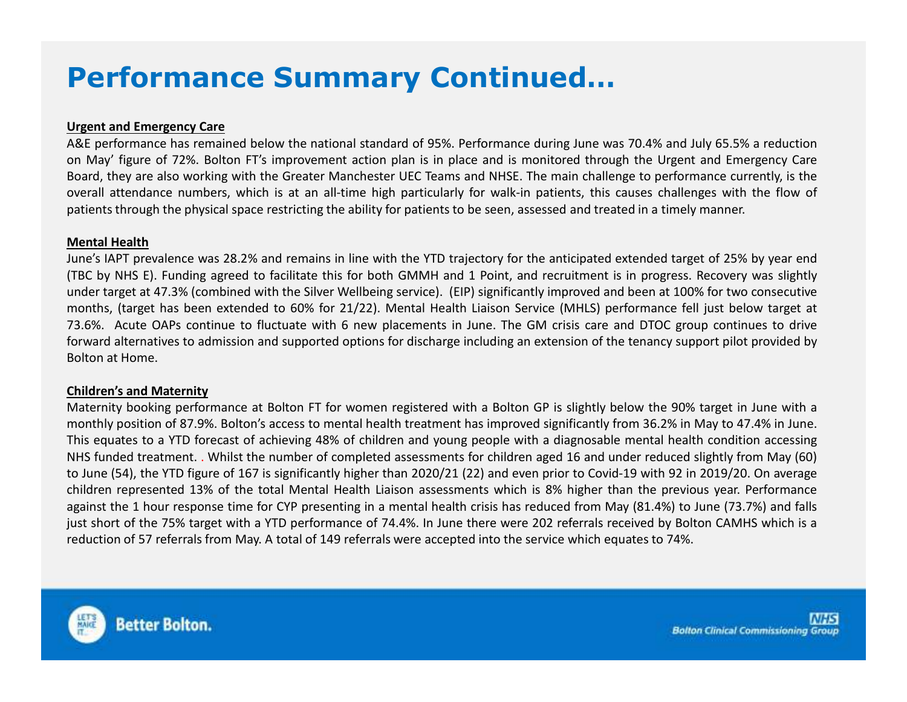# Performance Summary Continued…

**Urgent and Emergency Care**

A&E performance has remained below the national standard of 95%. Performance during June was 70.4% and July 65.5% a reduction on May' figure of 72%. Bolton FT's improvement action plan is in place and is monitored through the Urgent and Emergency Care Board, they are also working with the Greater Manchester UEC Teams and NHSE. The main challenge to performance currently, is the overall attendance numbers, which is at an all-time high particularly for walk-in patients, this causes challenges with the flow of patients through the physical space restricting the ability for patients to be seen, assessed and treated in a timely manner.

**Mental Health**

June's IAPT prevalence was 28.2% and remains in line with the YTD trajectory for the anticipated extended target of 25% by year end (TBC by NHS E). Funding agreed to facilitate this for both GMMH and 1 Point, and recruitment is in progress. Recovery was slightly under target at 47.3% (combined with the Silver Wellbeing service). (EIP) significantly improved and been at 100% for two consecutive months, (target has been extended to 60% for 21/22). Mental Health Liaison Service (MHLS) performance fell just below target at 73.6%. Acute OAPs continue to fluctuate with 6 new placements in June. The GM crisis care and DTOC group continues to drive forward alternatives to admission and supported options for discharge including an extension of the tenancy support pilot provided by Bolton at Home.

**Children's and Maternity**

Maternity booking performance at Bolton FT for women registered with a Bolton GP is slightly below the 90% target in June with a monthly position of 87.9%. Bolton's access to mental health treatment has improved significantly from 36.2% in May to 47.4% in June. This equates to a YTD forecast of achieving 48% of children and young people with a diagnosable mental health condition accessing NHS funded treatment. . Whilst the number of completed assessments for children aged 16 and under reduced slightly from May (60) to June (54), the YTD figure of 167 is significantly higher than 2020/21 (22) and even prior to Covid-19 with 92 in 2019/20. On average children represented 13% of the total Mental Health Liaison assessments which is 8% higher than the previous year. Performance against the 1 hour response time for CYP presenting in a mental health crisis has reduced from May (81.4%) to June (73.7%) and falls just short of the 75% target with a YTD performance of 74.4%. In June there were 202 referrals received by Bolton CAMHS which is a reduction of 57 referrals from May. A total of 149 referrals were accepted into the service which equates to 74%.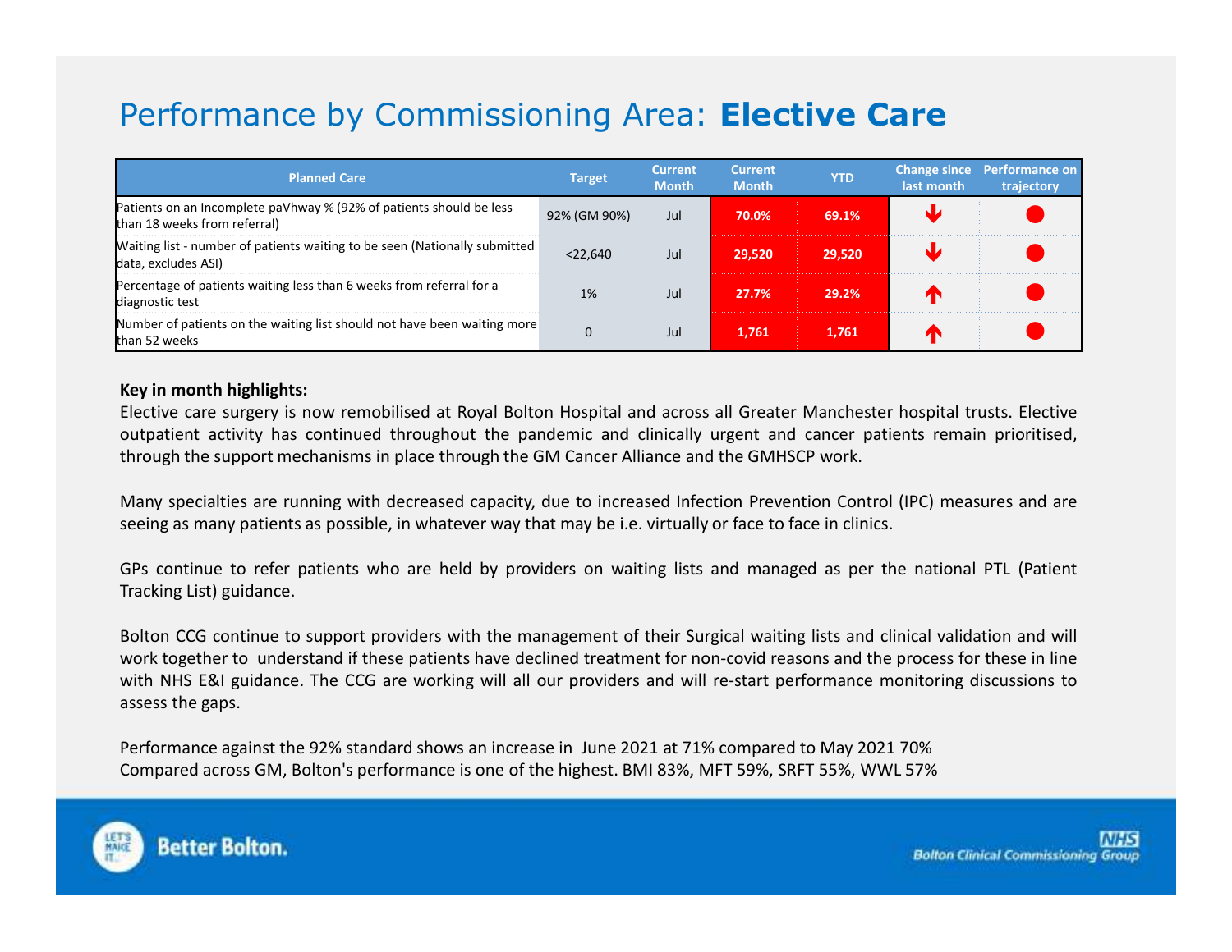# Performance by Commissioning Area: **Elective Care**

| Planned Care | Target | Current Month | Current Month | YTD | Change since last month | Performance on trajectory |
|---|---|---|---|---|---|---|
| Patients on an Incomplete paVhway % (92% of patients should be less than 18 weeks from referral) | 92% (GM 90%) | Jul | 70.0% | 69.1% | ↓ | ● |
| Waiting list - number of patients waiting to be seen (Nationally submitted data, excludes ASI) | <22,640 | Jul | 29,520 | 29,520 | ↓ | ● |
| Percentage of patients waiting less than 6 weeks from referral for a diagnostic test | 1% | Jul | 27.7% | 29.2% | ↑ | ● |
| Number of patients on the waiting list should not have been waiting more than 52 weeks | 0 | Jul | 1,761 | 1,761 | ↑ | ● |

**Key in month highlights:**

Elective care surgery is now remobilised at Royal Bolton Hospital and across all Greater Manchester hospital trusts. Elective outpatient activity has continued throughout the pandemic and clinically urgent and cancer patients remain prioritised, through the support mechanisms in place through the GM Cancer Alliance and the GMHSCP work.

Many specialties are running with decreased capacity, due to increased Infection Prevention Control (IPC) measures and are seeing as many patients as possible, in whatever way that may be i.e. virtually or face to face in clinics.

GPs continue to refer patients who are held by providers on waiting lists and managed as per the national PTL (Patient Tracking List) guidance.

Bolton CCG continue to support providers with the management of their Surgical waiting lists and clinical validation and will work together to understand if these patients have declined treatment for non-covid reasons and the process for these in line with NHS E&I guidance. The CCG are working will all our providers and will re-start performance monitoring discussions to assess the gaps.

Performance against the 92% standard shows an increase in June 2021 at 71% compared to May 2021 70%
Compared across GM, Bolton's performance is one of the highest. BMI 83%, MFT 59%, SRFT 55%, WWL 57%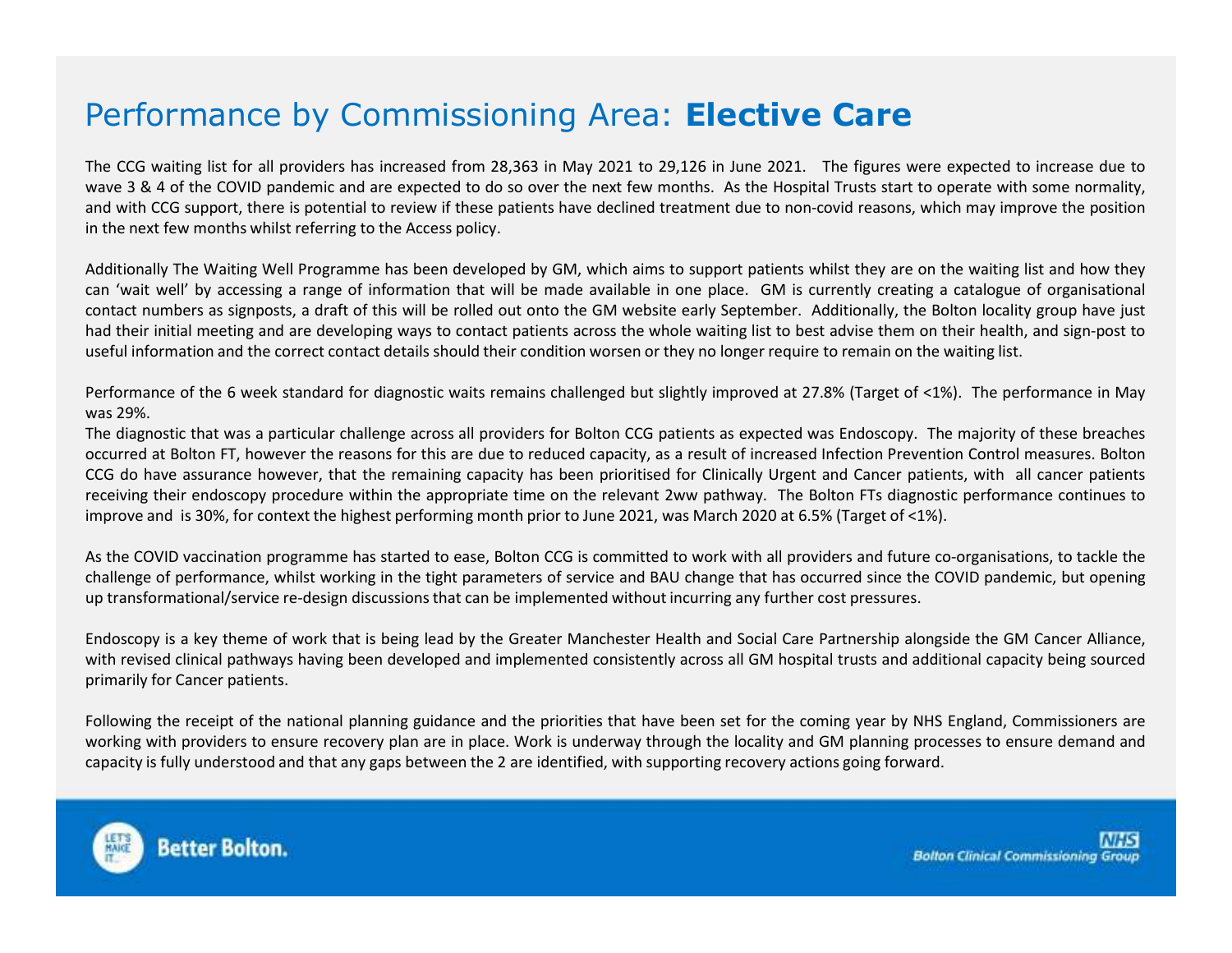# Performance by Commissioning Area: **Elective Care**

The CCG waiting list for all providers has increased from 28,363 in May 2021 to 29,126 in June 2021. The figures were expected to increase due to wave 3 & 4 of the COVID pandemic and are expected to do so over the next few months. As the Hospital Trusts start to operate with some normality, and with CCG support, there is potential to review if these patients have declined treatment due to non-covid reasons, which may improve the position in the next few months whilst referring to the Access policy.

Additionally The Waiting Well Programme has been developed by GM, which aims to support patients whilst they are on the waiting list and how they can 'wait well' by accessing a range of information that will be made available in one place. GM is currently creating a catalogue of organisational contact numbers as signposts, a draft of this will be rolled out onto the GM website early September. Additionally, the Bolton locality group have just had their initial meeting and are developing ways to contact patients across the whole waiting list to best advise them on their health, and sign-post to useful information and the correct contact details should their condition worsen or they no longer require to remain on the waiting list.

Performance of the 6 week standard for diagnostic waits remains challenged but slightly improved at 27.8% (Target of <1%). The performance in May was 29%.
The diagnostic that was a particular challenge across all providers for Bolton CCG patients as expected was Endoscopy. The majority of these breaches occurred at Bolton FT, however the reasons for this are due to reduced capacity, as a result of increased Infection Prevention Control measures. Bolton CCG do have assurance however, that the remaining capacity has been prioritised for Clinically Urgent and Cancer patients, with all cancer patients receiving their endoscopy procedure within the appropriate time on the relevant 2ww pathway. The Bolton FTs diagnostic performance continues to improve and is 30%, for context the highest performing month prior to June 2021, was March 2020 at 6.5% (Target of <1%).

As the COVID vaccination programme has started to ease, Bolton CCG is committed to work with all providers and future co-organisations, to tackle the challenge of performance, whilst working in the tight parameters of service and BAU change that has occurred since the COVID pandemic, but opening up transformational/service re-design discussions that can be implemented without incurring any further cost pressures.

Endoscopy is a key theme of work that is being lead by the Greater Manchester Health and Social Care Partnership alongside the GM Cancer Alliance, with revised clinical pathways having been developed and implemented consistently across all GM hospital trusts and additional capacity being sourced primarily for Cancer patients.

Following the receipt of the national planning guidance and the priorities that have been set for the coming year by NHS England, Commissioners are working with providers to ensure recovery plan are in place. Work is underway through the locality and GM planning processes to ensure demand and capacity is fully understood and that any gaps between the 2 are identified, with supporting recovery actions going forward.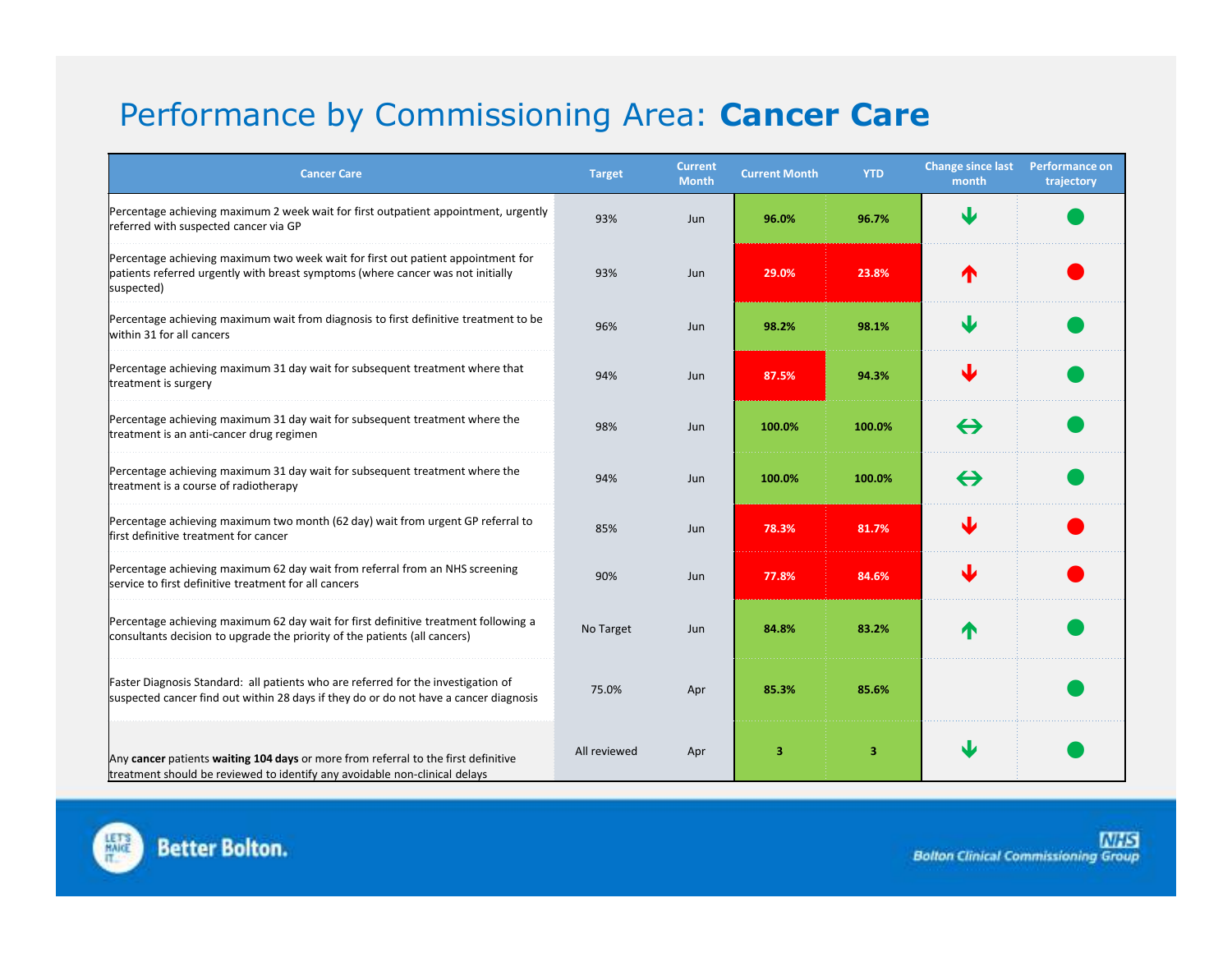# Performance by Commissioning Area: **Cancer Care**

| Cancer Care | Target | Current Month | Current Month | YTD | Change since last month | Performance on trajectory |
|---|---|---|---|---|---|---|
| Percentage achieving maximum 2 week wait for first outpatient appointment, urgently referred with suspected cancer via GP | 93% | Jun | 96.0% | 96.7% | ↓ | ● |
| Percentage achieving maximum two week wait for first out patient appointment for patients referred urgently with breast symptoms (where cancer was not initially suspected) | 93% | Jun | 29.0% | 23.8% | ↑ | ● |
| Percentage achieving maximum wait from diagnosis to first definitive treatment to be within 31 for all cancers | 96% | Jun | 98.2% | 98.1% | ↓ | ● |
| Percentage achieving maximum 31 day wait for subsequent treatment where that treatment is surgery | 94% | Jun | 87.5% | 94.3% | ↓ | ● |
| Percentage achieving maximum 31 day wait for subsequent treatment where the treatment is an anti-cancer drug regimen | 98% | Jun | 100.0% | 100.0% | ↔ | ● |
| Percentage achieving maximum 31 day wait for subsequent treatment where the treatment is a course of radiotherapy | 94% | Jun | 100.0% | 100.0% | ↔ | ● |
| Percentage achieving maximum two month (62 day) wait from urgent GP referral to first definitive treatment for cancer | 85% | Jun | 78.3% | 81.7% | ↓ | ● |
| Percentage achieving maximum 62 day wait from referral from an NHS screening service to first definitive treatment for all cancers | 90% | Jun | 77.8% | 84.6% | ↓ | ● |
| Percentage achieving maximum 62 day wait for first definitive treatment following a consultants decision to upgrade the priority of the patients (all cancers) | No Target | Jun | 84.8% | 83.2% | ↑ | ● |
| Faster Diagnosis Standard: all patients who are referred for the investigation of suspected cancer find out within 28 days if they do or do not have a cancer diagnosis | 75.0% | Apr | 85.3% | 85.6% | | ● |
| Any **cancer** patients **waiting 104 days** or more from referral to the first definitive treatment should be reviewed to identify any avoidable non-clinical delays | All reviewed | Apr | 3 | 3 | ↓ | ● |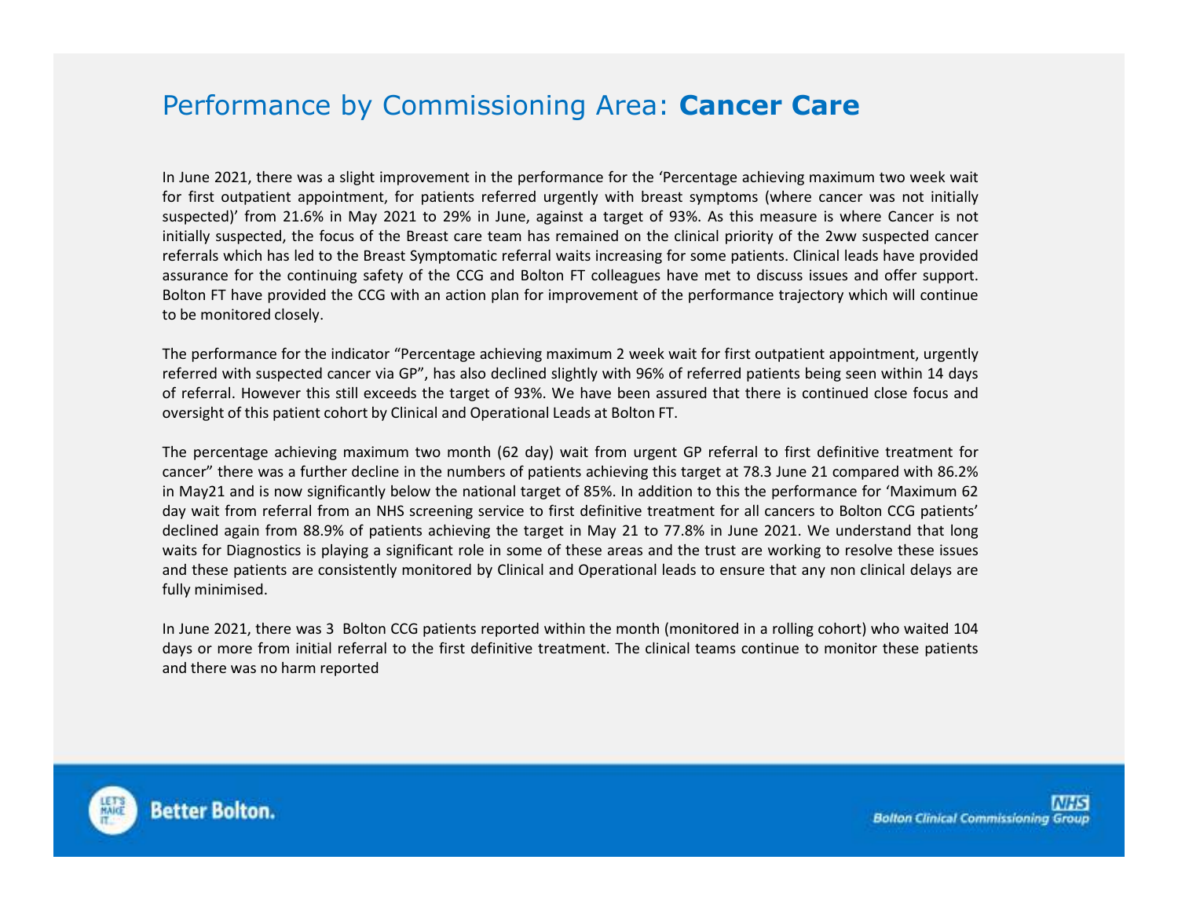# Performance by Commissioning Area: **Cancer Care**

In June 2021, there was a slight improvement in the performance for the 'Percentage achieving maximum two week wait for first outpatient appointment, for patients referred urgently with breast symptoms (where cancer was not initially suspected)' from 21.6% in May 2021 to 29% in June, against a target of 93%. As this measure is where Cancer is not initially suspected, the focus of the Breast care team has remained on the clinical priority of the 2ww suspected cancer referrals which has led to the Breast Symptomatic referral waits increasing for some patients. Clinical leads have provided assurance for the continuing safety of the CCG and Bolton FT colleagues have met to discuss issues and offer support. Bolton FT have provided the CCG with an action plan for improvement of the performance trajectory which will continue to be monitored closely.

The performance for the indicator "Percentage achieving maximum 2 week wait for first outpatient appointment, urgently referred with suspected cancer via GP", has also declined slightly with 96% of referred patients being seen within 14 days of referral. However this still exceeds the target of 93%. We have been assured that there is continued close focus and oversight of this patient cohort by Clinical and Operational Leads at Bolton FT.

The percentage achieving maximum two month (62 day) wait from urgent GP referral to first definitive treatment for cancer" there was a further decline in the numbers of patients achieving this target at 78.3 June 21 compared with 86.2% in May21 and is now significantly below the national target of 85%. In addition to this the performance for 'Maximum 62 day wait from referral from an NHS screening service to first definitive treatment for all cancers to Bolton CCG patients' declined again from 88.9% of patients achieving the target in May 21 to 77.8% in June 2021. We understand that long waits for Diagnostics is playing a significant role in some of these areas and the trust are working to resolve these issues and these patients are consistently monitored by Clinical and Operational leads to ensure that any non clinical delays are fully minimised.

In June 2021, there was 3 Bolton CCG patients reported within the month (monitored in a rolling cohort) who waited 104 days or more from initial referral to the first definitive treatment. The clinical teams continue to monitor these patients and there was no harm reported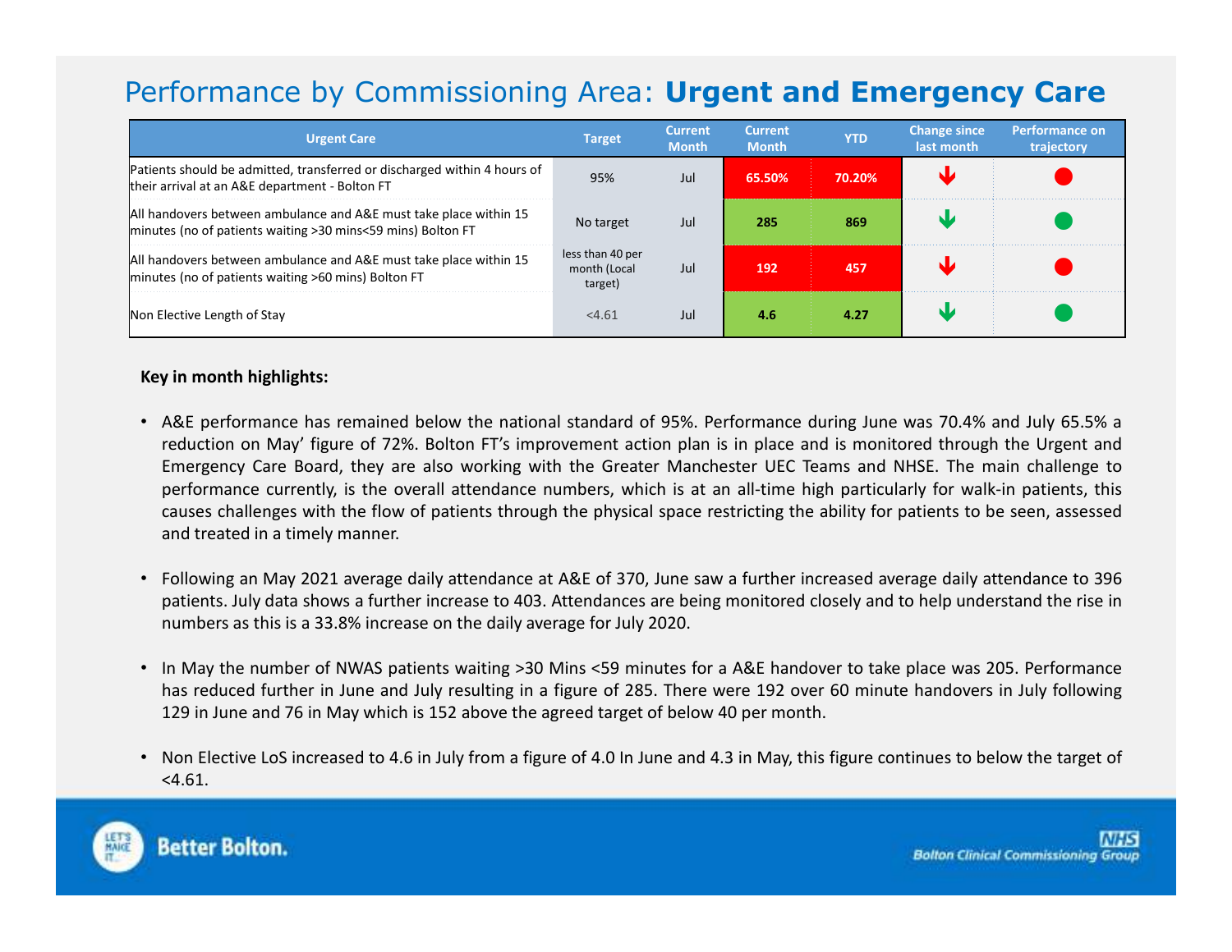# Performance by Commissioning Area: **Urgent and Emergency Care**

| Urgent Care | Target | Current Month | Current Month | YTD | Change since last month | Performance on trajectory |
|---|---|---|---|---|---|---|
| Patients should be admitted, transferred or discharged within 4 hours of their arrival at an A&E department - Bolton FT | 95% | Jul | 65.50% | 70.20% | ↓ | ● |
| All handovers between ambulance and A&E must take place within 15 minutes (no of patients waiting >30 mins<59 mins) Bolton FT | No target | Jul | 285 | 869 | ↓ | ● |
| All handovers between ambulance and A&E must take place within 15 minutes (no of patients waiting >60 mins) Bolton FT | less than 40 per month (Local target) | Jul | 192 | 457 | ↓ | ● |
| Non Elective Length of Stay | <4.61 | Jul | 4.6 | 4.27 | ↓ | ● |

**Key in month highlights:**

- A&E performance has remained below the national standard of 95%. Performance during June was 70.4% and July 65.5% a reduction on May' figure of 72%. Bolton FT's improvement action plan is in place and is monitored through the Urgent and Emergency Care Board, they are also working with the Greater Manchester UEC Teams and NHSE. The main challenge to performance currently, is the overall attendance numbers, which is at an all-time high particularly for walk-in patients, this causes challenges with the flow of patients through the physical space restricting the ability for patients to be seen, assessed and treated in a timely manner.

- Following an May 2021 average daily attendance at A&E of 370, June saw a further increased average daily attendance to 396 patients. July data shows a further increase to 403. Attendances are being monitored closely and to help understand the rise in numbers as this is a 33.8% increase on the daily average for July 2020.

- In May the number of NWAS patients waiting >30 Mins <59 minutes for a A&E handover to take place was 205. Performance has reduced further in June and July resulting in a figure of 285. There were 192 over 60 minute handovers in July following 129 in June and 76 in May which is 152 above the agreed target of below 40 per month.

- Non Elective LoS increased to 4.6 in July from a figure of 4.0 In June and 4.3 in May, this figure continues to below the target of <4.61.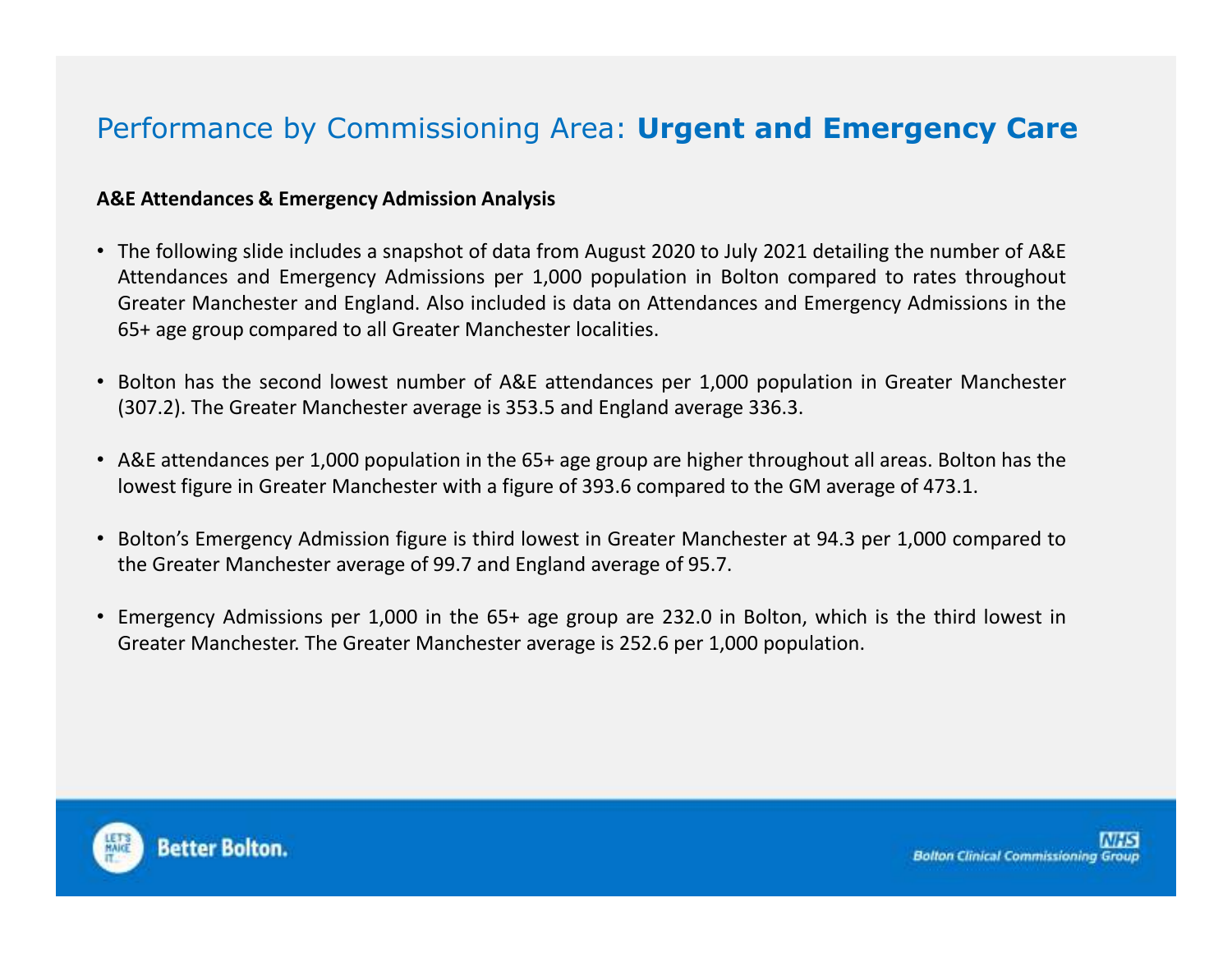# Performance by Commissioning Area: **Urgent and Emergency Care**

**A&E Attendances & Emergency Admission Analysis**

- The following slide includes a snapshot of data from August 2020 to July 2021 detailing the number of A&E Attendances and Emergency Admissions per 1,000 population in Bolton compared to rates throughout Greater Manchester and England. Also included is data on Attendances and Emergency Admissions in the 65+ age group compared to all Greater Manchester localities.

- Bolton has the second lowest number of A&E attendances per 1,000 population in Greater Manchester (307.2). The Greater Manchester average is 353.5 and England average 336.3.

- A&E attendances per 1,000 population in the 65+ age group are higher throughout all areas. Bolton has the lowest figure in Greater Manchester with a figure of 393.6 compared to the GM average of 473.1.

- Bolton's Emergency Admission figure is third lowest in Greater Manchester at 94.3 per 1,000 compared to the Greater Manchester average of 99.7 and England average of 95.7.

- Emergency Admissions per 1,000 in the 65+ age group are 232.0 in Bolton, which is the third lowest in Greater Manchester. The Greater Manchester average is 252.6 per 1,000 population.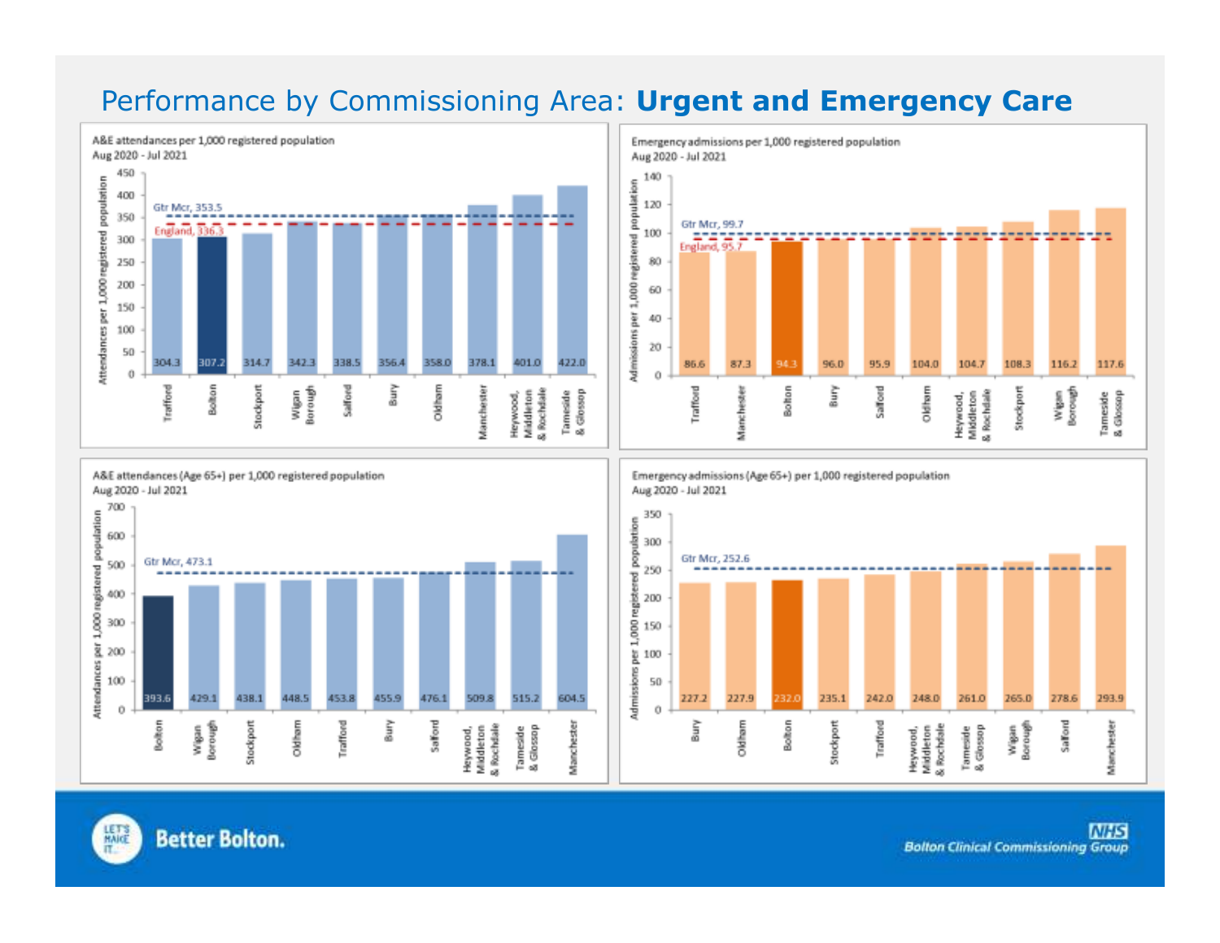# Performance by Commissioning Area: **Urgent and Emergency Care**

**A&E attendances per 1,000 registered population**
Aug 2020 - Jul 2021

| Area | Attendances per 1,000 registered population |
|---|---|
| Trafford | 304.3 |
| Bolton | 307.2 |
| Stockport | 314.7 |
| Wigan Borough | 342.3 |
| Salford | 338.5 |
| Bury | 356.4 |
| Oldham | 358.0 |
| Manchester | 378.1 |
| Heywood, Middleton & Rochdale | 401.0 |
| Tameside & Glossop | 422.0 |

Gtr Mcr, 353.5
England, 336.3

**Emergency admissions per 1,000 registered population**
Aug 2020 - Jul 2021

| Area | Admissions per 1,000 registered population |
|---|---|
| Trafford | 86.6 |
| Manchester | 87.3 |
| Bolton | 94.3 |
| Bury | 96.0 |
| Salford | 95.9 |
| Oldham | 104.0 |
| Heywood, Middleton & Rochdale | 104.7 |
| Stockport | 108.3 |
| Wigan Borough | 116.2 |
| Tameside & Glossop | 117.6 |

Gtr Mcr, 99.7
England, 95.7

**A&E attendances (Age 65+) per 1,000 registered population**
Aug 2020 - Jul 2021

| Area | Attendances per 1,000 registered population |
|---|---|
| Bolton | 393.6 |
| Wigan Borough | 429.1 |
| Stockport | 438.1 |
| Oldham | 448.5 |
| Trafford | 453.8 |
| Bury | 455.9 |
| Salford | 476.1 |
| Heywood, Middleton & Rochdale | 509.8 |
| Tameside & Glossop | 515.2 |
| Manchester | 604.5 |

Gtr Mcr, 473.1

**Emergency admissions (Age 65+) per 1,000 registered population**
Aug 2020 - Jul 2021

| Area | Admissions per 1,000 registered population |
|---|---|
| Bury | 227.2 |
| Oldham | 227.9 |
| Bolton | 232.0 |
| Stockport | 235.1 |
| Trafford | 242.0 |
| Heywood, Middleton & Rochdale | 248.0 |
| Tameside & Glossop | 261.0 |
| Wigan Borough | 265.0 |
| Salford | 278.6 |
| Manchester | 293.9 |

Gtr Mcr, 252.6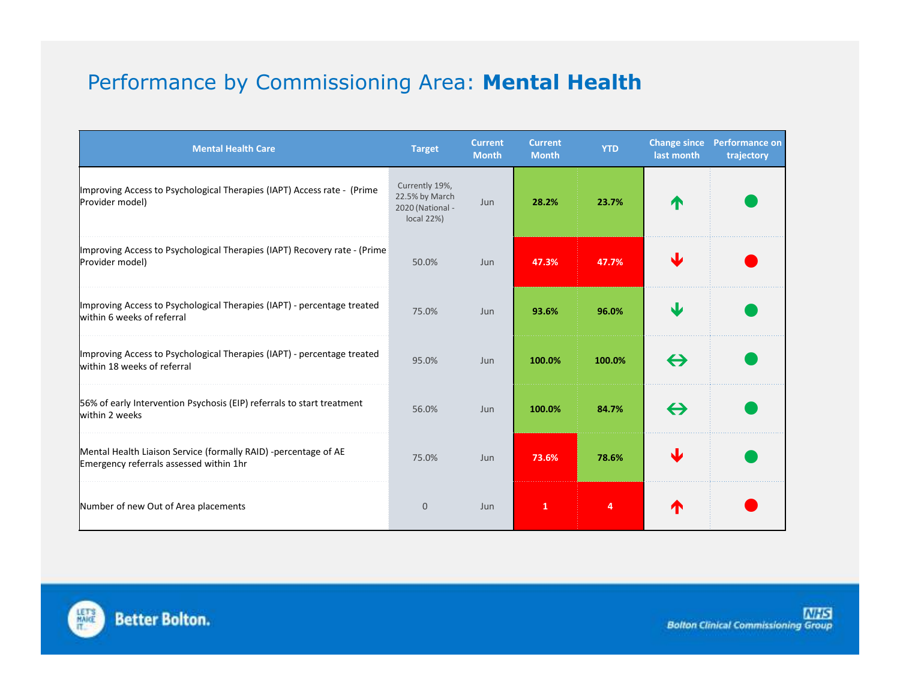# Performance by Commissioning Area: **Mental Health**

| Mental Health Care | Target | Current Month | Current Month | YTD | Change since last month | Performance on trajectory |
|---|---|---|---|---|---|---|
| Improving Access to Psychological Therapies (IAPT) Access rate - (Prime Provider model) | Currently 19%, 22.5% by March 2020 (National - local 22%) | Jun | 28.2% | 23.7% | ↑ | ● |
| Improving Access to Psychological Therapies (IAPT) Recovery rate - (Prime Provider model) | 50.0% | Jun | 47.3% | 47.7% | ↓ | ● |
| Improving Access to Psychological Therapies (IAPT) - percentage treated within 6 weeks of referral | 75.0% | Jun | 93.6% | 96.0% | ↓ | ● |
| Improving Access to Psychological Therapies (IAPT) - percentage treated within 18 weeks of referral | 95.0% | Jun | 100.0% | 100.0% | ↔ | ● |
| 56% of early Intervention Psychosis (EIP) referrals to start treatment within 2 weeks | 56.0% | Jun | 100.0% | 84.7% | ↔ | ● |
| Mental Health Liaison Service (formally RAID) -percentage of AE Emergency referrals assessed within 1hr | 75.0% | Jun | 73.6% | 78.6% | ↓ | ● |
| Number of new Out of Area placements | 0 | Jun | 1 | 4 | ↑ | ● |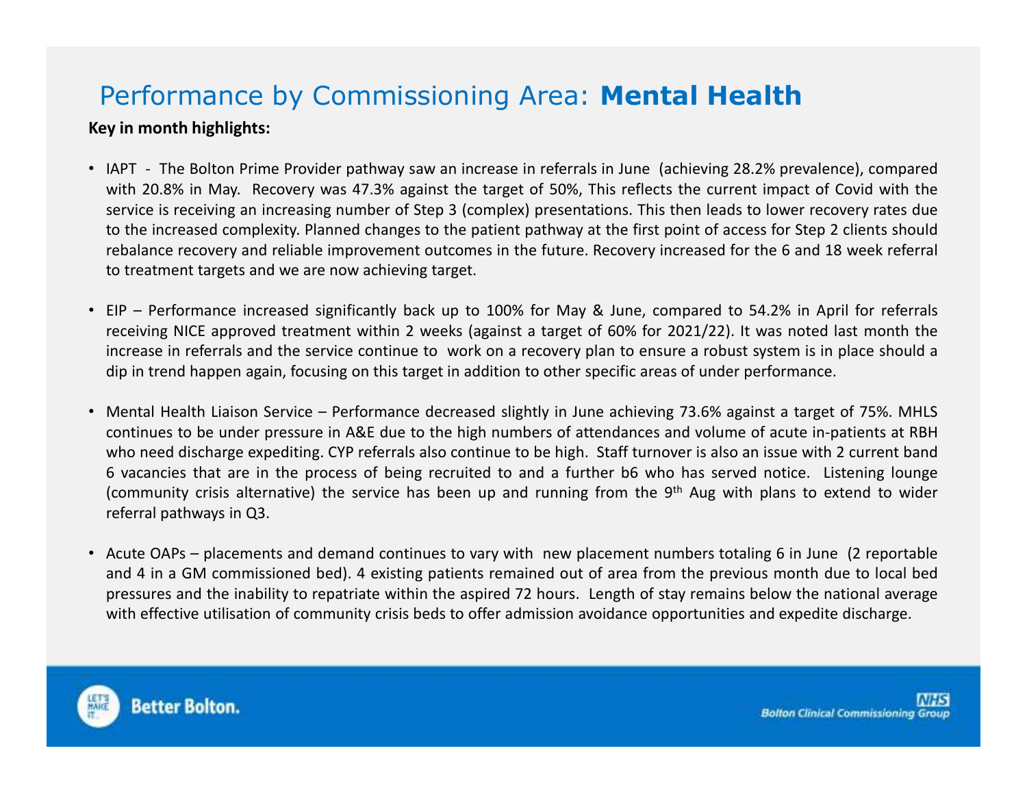# Performance by Commissioning Area: **Mental Health**

**Key in month highlights:**

- IAPT - The Bolton Prime Provider pathway saw an increase in referrals in June (achieving 28.2% prevalence), compared with 20.8% in May. Recovery was 47.3% against the target of 50%, This reflects the current impact of Covid with the service is receiving an increasing number of Step 3 (complex) presentations. This then leads to lower recovery rates due to the increased complexity. Planned changes to the patient pathway at the first point of access for Step 2 clients should rebalance recovery and reliable improvement outcomes in the future. Recovery increased for the 6 and 18 week referral to treatment targets and we are now achieving target.

- EIP – Performance increased significantly back up to 100% for May & June, compared to 54.2% in April for referrals receiving NICE approved treatment within 2 weeks (against a target of 60% for 2021/22). It was noted last month the increase in referrals and the service continue to work on a recovery plan to ensure a robust system is in place should a dip in trend happen again, focusing on this target in addition to other specific areas of under performance.

- Mental Health Liaison Service – Performance decreased slightly in June achieving 73.6% against a target of 75%. MHLS continues to be under pressure in A&E due to the high numbers of attendances and volume of acute in-patients at RBH who need discharge expediting. CYP referrals also continue to be high. Staff turnover is also an issue with 2 current band 6 vacancies that are in the process of being recruited to and a further b6 who has served notice. Listening lounge (community crisis alternative) the service has been up and running from the 9th Aug with plans to extend to wider referral pathways in Q3.

- Acute OAPs – placements and demand continues to vary with new placement numbers totaling 6 in June (2 reportable and 4 in a GM commissioned bed). 4 existing patients remained out of area from the previous month due to local bed pressures and the inability to repatriate within the aspired 72 hours. Length of stay remains below the national average with effective utilisation of community crisis beds to offer admission avoidance opportunities and expedite discharge.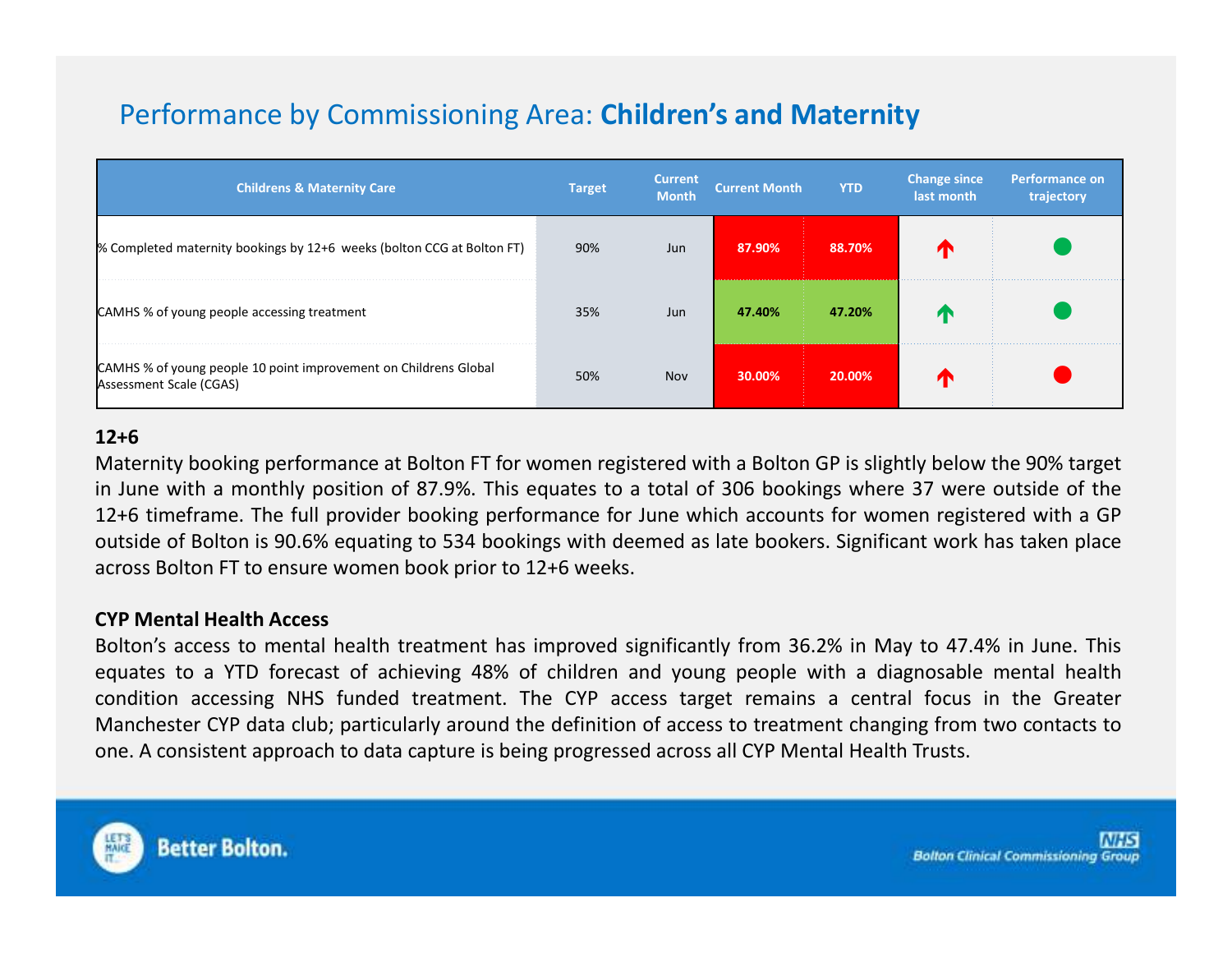# Performance by Commissioning Area: **Children's and Maternity**

| Childrens & Maternity Care | Target | Current Month | Current Month | YTD | Change since last month | Performance on trajectory |
|---|---|---|---|---|---|---|
| % Completed maternity bookings by 12+6 weeks (bolton CCG at Bolton FT) | 90% | Jun | 87.90% | 88.70% | ↑ | ● |
| CAMHS % of young people accessing treatment | 35% | Jun | 47.40% | 47.20% | ↑ | ● |
| CAMHS % of young people 10 point improvement on Childrens Global Assessment Scale (CGAS) | 50% | Nov | 30.00% | 20.00% | ↑ | ● |

**12+6**

Maternity booking performance at Bolton FT for women registered with a Bolton GP is slightly below the 90% target in June with a monthly position of 87.9%. This equates to a total of 306 bookings where 37 were outside of the 12+6 timeframe. The full provider booking performance for June which accounts for women registered with a GP outside of Bolton is 90.6% equating to 534 bookings with deemed as late bookers. Significant work has taken place across Bolton FT to ensure women book prior to 12+6 weeks.

**CYP Mental Health Access**

Bolton's access to mental health treatment has improved significantly from 36.2% in May to 47.4% in June. This equates to a YTD forecast of achieving 48% of children and young people with a diagnosable mental health condition accessing NHS funded treatment. The CYP access target remains a central focus in the Greater Manchester CYP data club; particularly around the definition of access to treatment changing from two contacts to one. A consistent approach to data capture is being progressed across all CYP Mental Health Trusts.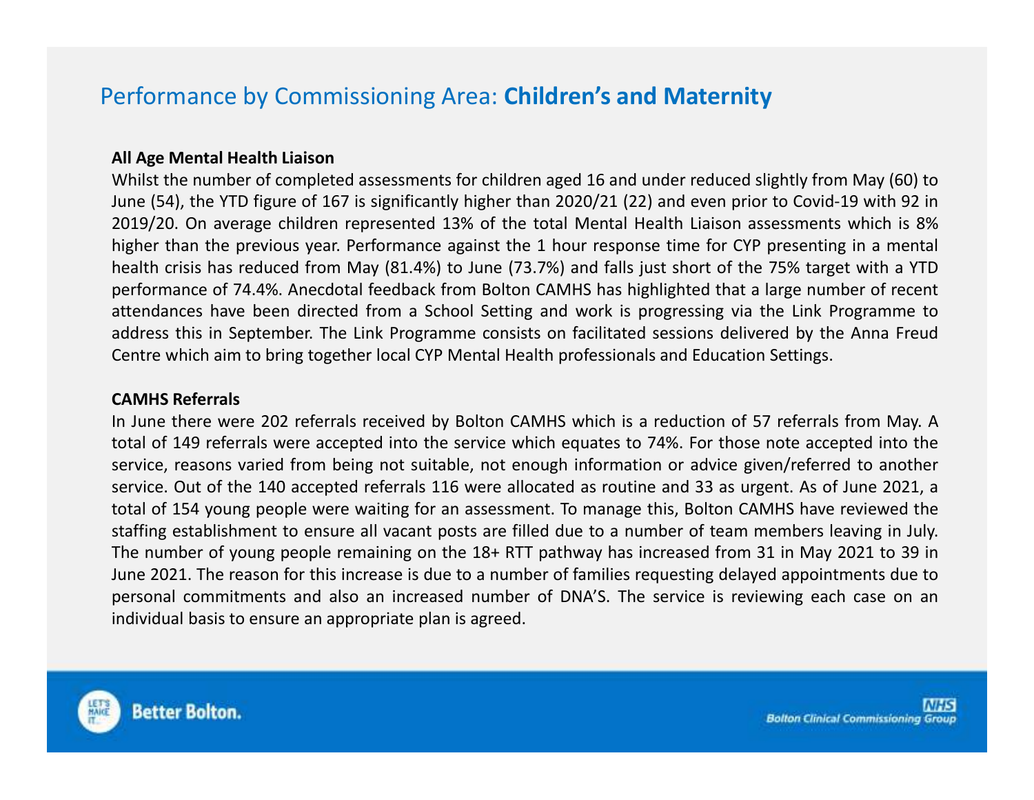# Performance by Commissioning Area: **Children's and Maternity**

**All Age Mental Health Liaison**

Whilst the number of completed assessments for children aged 16 and under reduced slightly from May (60) to June (54), the YTD figure of 167 is significantly higher than 2020/21 (22) and even prior to Covid-19 with 92 in 2019/20. On average children represented 13% of the total Mental Health Liaison assessments which is 8% higher than the previous year. Performance against the 1 hour response time for CYP presenting in a mental health crisis has reduced from May (81.4%) to June (73.7%) and falls just short of the 75% target with a YTD performance of 74.4%. Anecdotal feedback from Bolton CAMHS has highlighted that a large number of recent attendances have been directed from a School Setting and work is progressing via the Link Programme to address this in September. The Link Programme consists on facilitated sessions delivered by the Anna Freud Centre which aim to bring together local CYP Mental Health professionals and Education Settings.

**CAMHS Referrals**

In June there were 202 referrals received by Bolton CAMHS which is a reduction of 57 referrals from May. A total of 149 referrals were accepted into the service which equates to 74%. For those note accepted into the service, reasons varied from being not suitable, not enough information or advice given/referred to another service. Out of the 140 accepted referrals 116 were allocated as routine and 33 as urgent. As of June 2021, a total of 154 young people were waiting for an assessment. To manage this, Bolton CAMHS have reviewed the staffing establishment to ensure all vacant posts are filled due to a number of team members leaving in July. The number of young people remaining on the 18+ RTT pathway has increased from 31 in May 2021 to 39 in June 2021. The reason for this increase is due to a number of families requesting delayed appointments due to personal commitments and also an increased number of DNA'S. The service is reviewing each case on an individual basis to ensure an appropriate plan is agreed.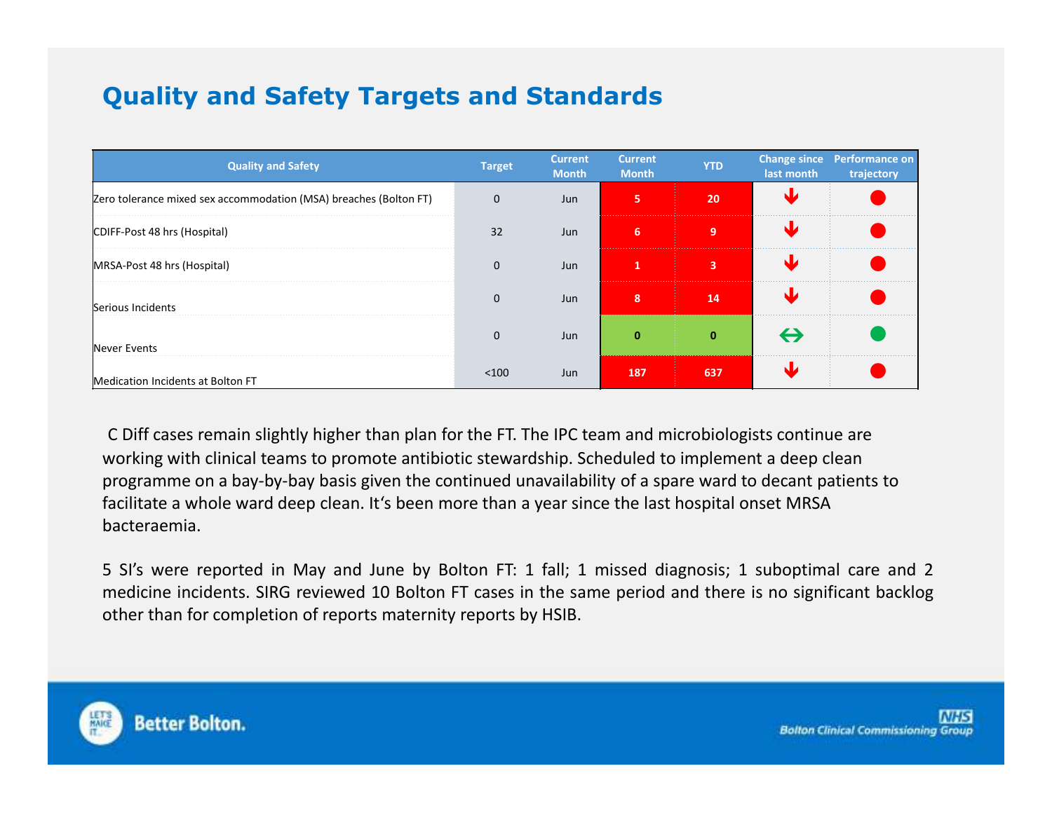# Quality and Safety Targets and Standards

| Quality and Safety | Target | Current Month | Current Month | YTD | Change since last month | Performance on trajectory |
|---|---|---|---|---|---|---|
| Zero tolerance mixed sex accommodation (MSA) breaches (Bolton FT) | 0 | Jun | 5 | 20 | ↓ | ● |
| CDIFF-Post 48 hrs (Hospital) | 32 | Jun | 6 | 9 | ↓ | ● |
| MRSA-Post 48 hrs (Hospital) | 0 | Jun | 1 | 3 | ↓ | ● |
| Serious Incidents | 0 | Jun | 8 | 14 | ↓ | ● |
| Never Events | 0 | Jun | 0 | 0 | ↔ | ● |
| Medication Incidents at Bolton FT | <100 | Jun | 187 | 637 | ↓ | ● |

C Diff cases remain slightly higher than plan for the FT. The IPC team and microbiologists continue are working with clinical teams to promote antibiotic stewardship. Scheduled to implement a deep clean programme on a bay-by-bay basis given the continued unavailability of a spare ward to decant patients to facilitate a whole ward deep clean. It's been more than a year since the last hospital onset MRSA bacteraemia.

5 SI's were reported in May and June by Bolton FT: 1 fall; 1 missed diagnosis; 1 suboptimal care and 2 medicine incidents. SIRG reviewed 10 Bolton FT cases in the same period and there is no significant backlog other than for completion of reports maternity reports by HSIB.